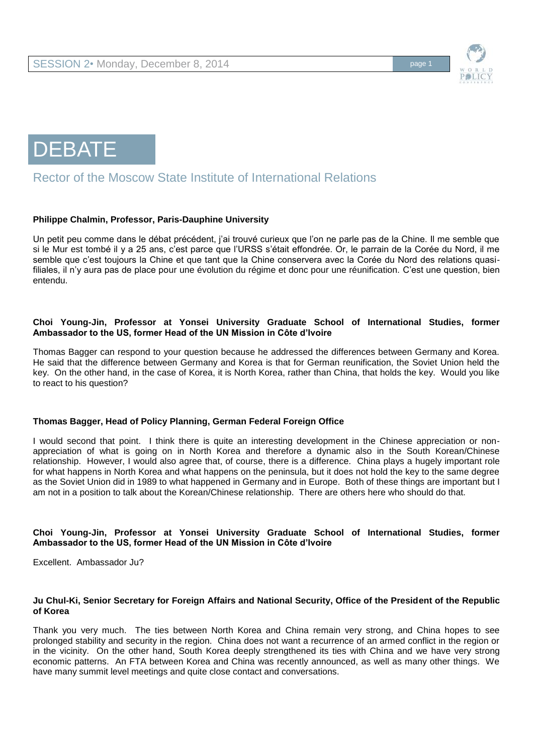# DEBATE

## Rector of the Moscow State Institute of International Relations

**Philippe Chalmin, Professor, Paris-Dauphine University**

Un petit peu comme dans le débat précédent, j'ai trouvé curieux que l'on ne parle pas de la Chine. Il me semble que si le Mur est tombé il y a 25 ans, c'est parce que l'URSS s'était effondrée. Or, le parrain de la Corée du Nord, il me semble que c'est toujours la Chine et que tant que la Chine conservera avec la Corée du Nord des relations quasi-filiales, il n'y aura pas de place pour une évolution du régime et donc pour une réunification. C'est une question, bien entendu.

**Choi Young-Jin, Professor at Yonsei University Graduate School of International Studies, former Ambassador to the US, former Head of the UN Mission in Côte d'Ivoire**

Thomas Bagger can respond to your question because he addressed the differences between Germany and Korea. He said that the difference between Germany and Korea is that for German reunification, the Soviet Union held the key. On the other hand, in the case of Korea, it is North Korea, rather than China, that holds the key. Would you like to react to his question?

**Thomas Bagger, Head of Policy Planning, German Federal Foreign Office**

I would second that point. I think there is quite an interesting development in the Chinese appreciation or non-appreciation of what is going on in North Korea and therefore a dynamic also in the South Korean/Chinese relationship. However, I would also agree that, of course, there is a difference. China plays a hugely important role for what happens in North Korea and what happens on the peninsula, but it does not hold the key to the same degree as the Soviet Union did in 1989 to what happened in Germany and in Europe. Both of these things are important but I am not in a position to talk about the Korean/Chinese relationship. There are others here who should do that.

**Choi Young-Jin, Professor at Yonsei University Graduate School of International Studies, former Ambassador to the US, former Head of the UN Mission in Côte d'Ivoire**

Excellent. Ambassador Ju?

**Ju Chul-Ki, Senior Secretary for Foreign Affairs and National Security, Office of the President of the Republic of Korea**

Thank you very much. The ties between North Korea and China remain very strong, and China hopes to see prolonged stability and security in the region. China does not want a recurrence of an armed conflict in the region or in the vicinity. On the other hand, South Korea deeply strengthened its ties with China and we have very strong economic patterns. An FTA between Korea and China was recently announced, as well as many other things. We have many summit level meetings and quite close contact and conversations.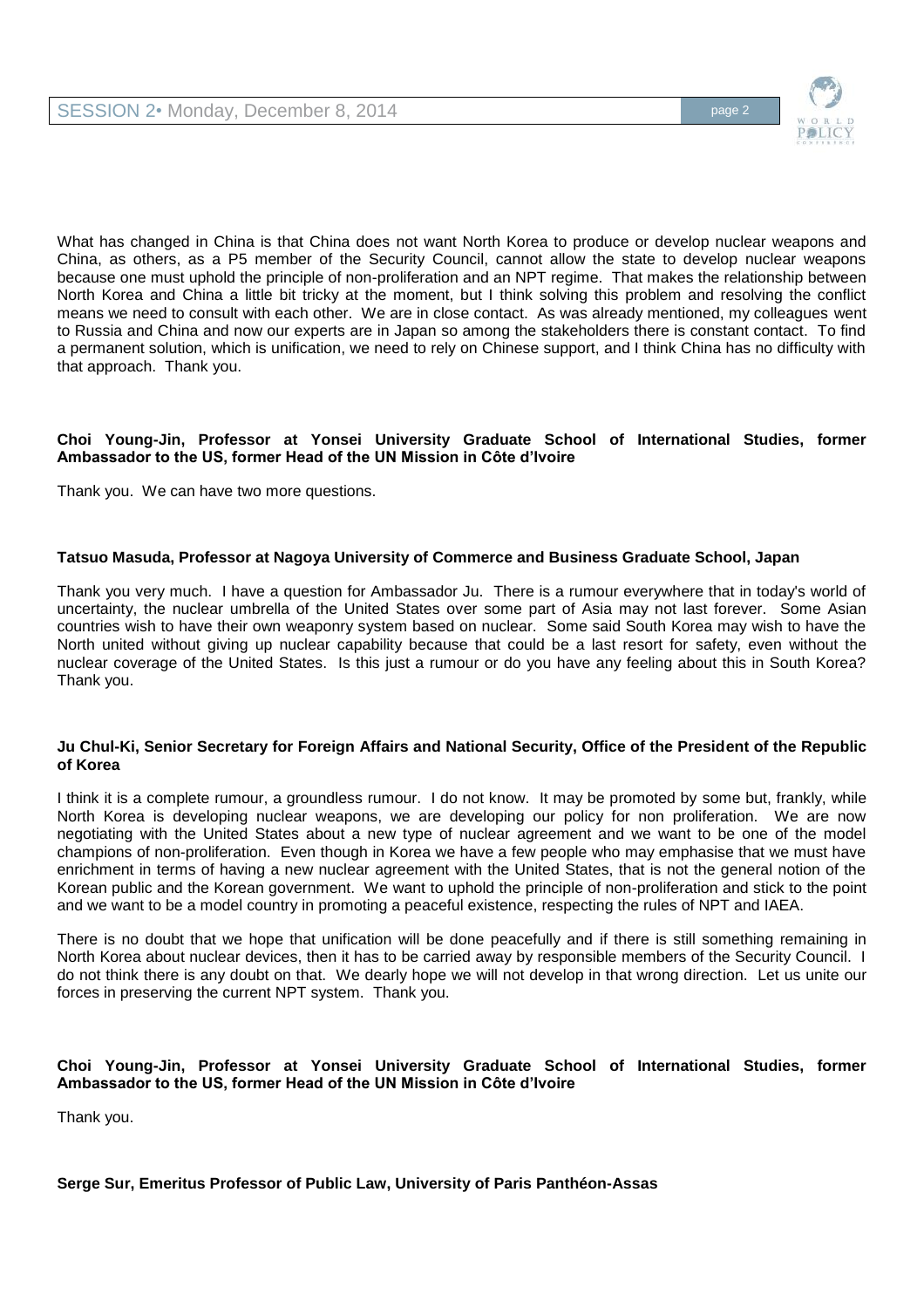What has changed in China is that China does not want North Korea to produce or develop nuclear weapons and China, as others, as a P5 member of the Security Council, cannot allow the state to develop nuclear weapons because one must uphold the principle of non-proliferation and an NPT regime. That makes the relationship between North Korea and China a little bit tricky at the moment, but I think solving this problem and resolving the conflict means we need to consult with each other. We are in close contact. As was already mentioned, my colleagues went to Russia and China and now our experts are in Japan so among the stakeholders there is constant contact. To find a permanent solution, which is unification, we need to rely on Chinese support, and I think China has no difficulty with that approach. Thank you.

**Choi Young-Jin, Professor at Yonsei University Graduate School of International Studies, former Ambassador to the US, former Head of the UN Mission in Côte d'Ivoire**

Thank you. We can have two more questions.

**Tatsuo Masuda, Professor at Nagoya University of Commerce and Business Graduate School, Japan**

Thank you very much. I have a question for Ambassador Ju. There is a rumour everywhere that in today's world of uncertainty, the nuclear umbrella of the United States over some part of Asia may not last forever. Some Asian countries wish to have their own weaponry system based on nuclear. Some said South Korea may wish to have the North united without giving up nuclear capability because that could be a last resort for safety, even without the nuclear coverage of the United States. Is this just a rumour or do you have any feeling about this in South Korea? Thank you.

**Ju Chul-Ki, Senior Secretary for Foreign Affairs and National Security, Office of the President of the Republic of Korea**

I think it is a complete rumour, a groundless rumour. I do not know. It may be promoted by some but, frankly, while North Korea is developing nuclear weapons, we are developing our policy for non proliferation. We are now negotiating with the United States about a new type of nuclear agreement and we want to be one of the model champions of non-proliferation. Even though in Korea we have a few people who may emphasise that we must have enrichment in terms of having a new nuclear agreement with the United States, that is not the general notion of the Korean public and the Korean government. We want to uphold the principle of non-proliferation and stick to the point and we want to be a model country in promoting a peaceful existence, respecting the rules of NPT and IAEA.

There is no doubt that we hope that unification will be done peacefully and if there is still something remaining in North Korea about nuclear devices, then it has to be carried away by responsible members of the Security Council. I do not think there is any doubt on that. We dearly hope we will not develop in that wrong direction. Let us unite our forces in preserving the current NPT system. Thank you.

**Choi Young-Jin, Professor at Yonsei University Graduate School of International Studies, former Ambassador to the US, former Head of the UN Mission in Côte d'Ivoire**

Thank you.

**Serge Sur, Emeritus Professor of Public Law, University of Paris Panthéon-Assas**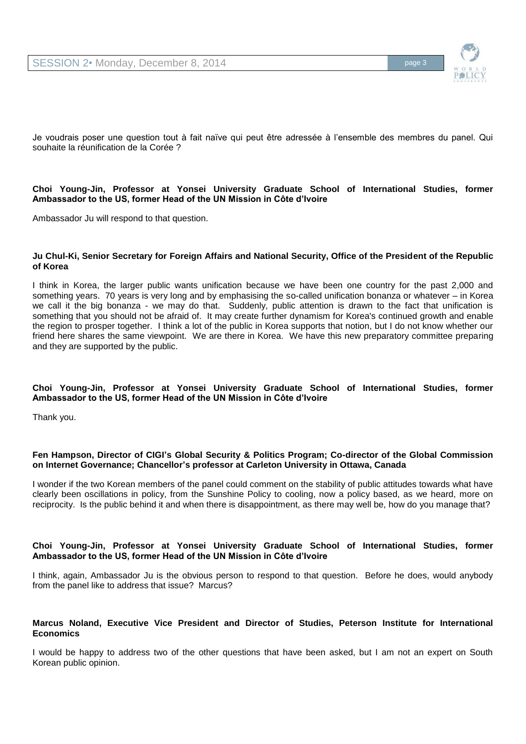Je voudrais poser une question tout à fait naïve qui peut être adressée à l'ensemble des membres du panel. Qui souhaite la réunification de la Corée ?

**Choi Young-Jin, Professor at Yonsei University Graduate School of International Studies, former Ambassador to the US, former Head of the UN Mission in Côte d'Ivoire**

Ambassador Ju will respond to that question.

**Ju Chul-Ki, Senior Secretary for Foreign Affairs and National Security, Office of the President of the Republic of Korea**

I think in Korea, the larger public wants unification because we have been one country for the past 2,000 and something years. 70 years is very long and by emphasising the so-called unification bonanza or whatever – in Korea we call it the big bonanza - we may do that. Suddenly, public attention is drawn to the fact that unification is something that you should not be afraid of. It may create further dynamism for Korea's continued growth and enable the region to prosper together. I think a lot of the public in Korea supports that notion, but I do not know whether our friend here shares the same viewpoint. We are there in Korea. We have this new preparatory committee preparing and they are supported by the public.

**Choi Young-Jin, Professor at Yonsei University Graduate School of International Studies, former Ambassador to the US, former Head of the UN Mission in Côte d'Ivoire**

Thank you.

**Fen Hampson, Director of CIGI's Global Security & Politics Program; Co-director of the Global Commission on Internet Governance; Chancellor's professor at Carleton University in Ottawa, Canada**

I wonder if the two Korean members of the panel could comment on the stability of public attitudes towards what have clearly been oscillations in policy, from the Sunshine Policy to cooling, now a policy based, as we heard, more on reciprocity. Is the public behind it and when there is disappointment, as there may well be, how do you manage that?

**Choi Young-Jin, Professor at Yonsei University Graduate School of International Studies, former Ambassador to the US, former Head of the UN Mission in Côte d'Ivoire**

I think, again, Ambassador Ju is the obvious person to respond to that question. Before he does, would anybody from the panel like to address that issue? Marcus?

**Marcus Noland, Executive Vice President and Director of Studies, Peterson Institute for International Economics**

I would be happy to address two of the other questions that have been asked, but I am not an expert on South Korean public opinion.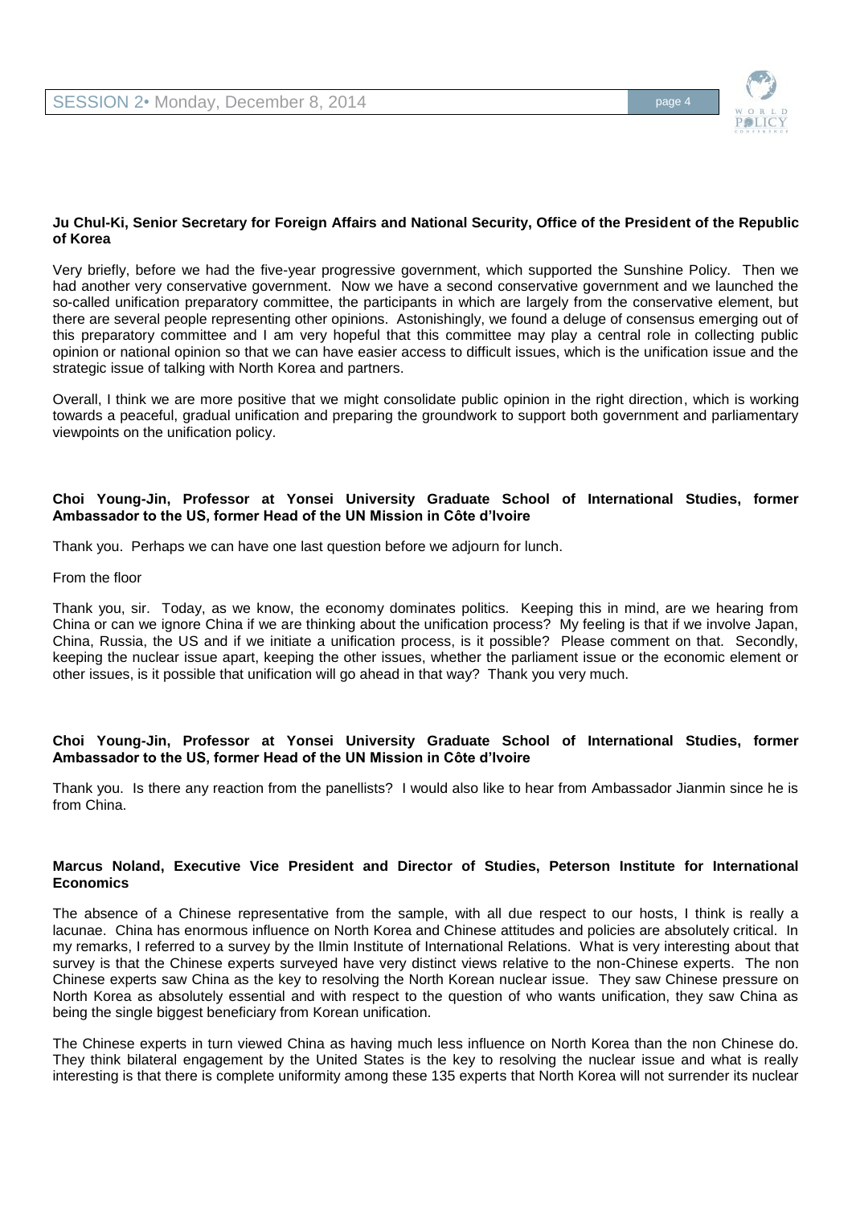**Ju Chul-Ki, Senior Secretary for Foreign Affairs and National Security, Office of the President of the Republic of Korea**

Very briefly, before we had the five-year progressive government, which supported the Sunshine Policy. Then we had another very conservative government. Now we have a second conservative government and we launched the so-called unification preparatory committee, the participants in which are largely from the conservative element, but there are several people representing other opinions. Astonishingly, we found a deluge of consensus emerging out of this preparatory committee and I am very hopeful that this committee may play a central role in collecting public opinion or national opinion so that we can have easier access to difficult issues, which is the unification issue and the strategic issue of talking with North Korea and partners.

Overall, I think we are more positive that we might consolidate public opinion in the right direction, which is working towards a peaceful, gradual unification and preparing the groundwork to support both government and parliamentary viewpoints on the unification policy.

**Choi Young-Jin, Professor at Yonsei University Graduate School of International Studies, former Ambassador to the US, former Head of the UN Mission in Côte d'Ivoire**

Thank you. Perhaps we can have one last question before we adjourn for lunch.

From the floor

Thank you, sir. Today, as we know, the economy dominates politics. Keeping this in mind, are we hearing from China or can we ignore China if we are thinking about the unification process? My feeling is that if we involve Japan, China, Russia, the US and if we initiate a unification process, is it possible? Please comment on that. Secondly, keeping the nuclear issue apart, keeping the other issues, whether the parliament issue or the economic element or other issues, is it possible that unification will go ahead in that way? Thank you very much.

**Choi Young-Jin, Professor at Yonsei University Graduate School of International Studies, former Ambassador to the US, former Head of the UN Mission in Côte d'Ivoire**

Thank you. Is there any reaction from the panellists? I would also like to hear from Ambassador Jianmin since he is from China.

**Marcus Noland, Executive Vice President and Director of Studies, Peterson Institute for International Economics**

The absence of a Chinese representative from the sample, with all due respect to our hosts, I think is really a lacunae. China has enormous influence on North Korea and Chinese attitudes and policies are absolutely critical. In my remarks, I referred to a survey by the Ilmin Institute of International Relations. What is very interesting about that survey is that the Chinese experts surveyed have very distinct views relative to the non-Chinese experts. The non Chinese experts saw China as the key to resolving the North Korean nuclear issue. They saw Chinese pressure on North Korea as absolutely essential and with respect to the question of who wants unification, they saw China as being the single biggest beneficiary from Korean unification.

The Chinese experts in turn viewed China as having much less influence on North Korea than the non Chinese do. They think bilateral engagement by the United States is the key to resolving the nuclear issue and what is really interesting is that there is complete uniformity among these 135 experts that North Korea will not surrender its nuclear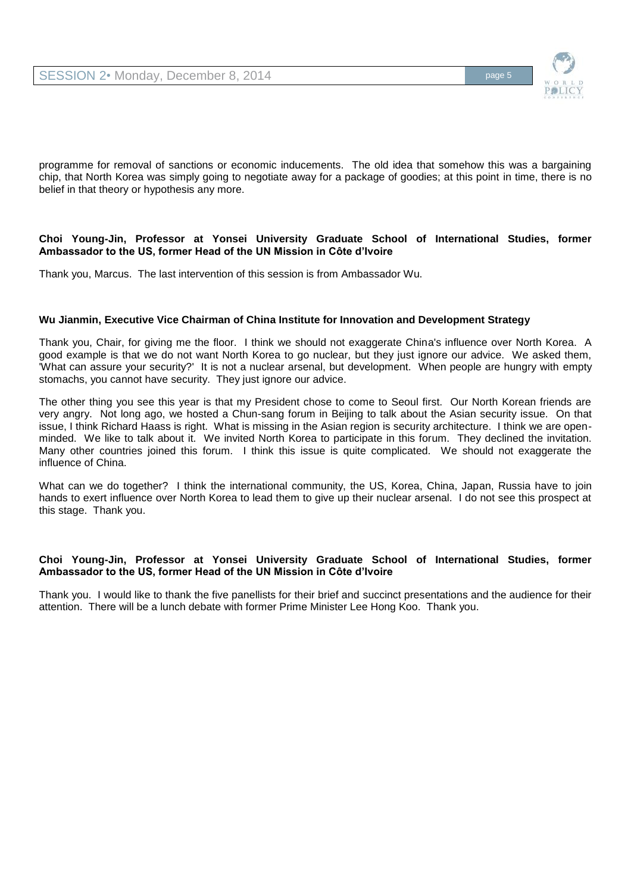programme for removal of sanctions or economic inducements. The old idea that somehow this was a bargaining chip, that North Korea was simply going to negotiate away for a package of goodies; at this point in time, there is no belief in that theory or hypothesis any more.

**Choi Young-Jin, Professor at Yonsei University Graduate School of International Studies, former Ambassador to the US, former Head of the UN Mission in Côte d'Ivoire**

Thank you, Marcus. The last intervention of this session is from Ambassador Wu.

**Wu Jianmin, Executive Vice Chairman of China Institute for Innovation and Development Strategy**

Thank you, Chair, for giving me the floor. I think we should not exaggerate China's influence over North Korea. A good example is that we do not want North Korea to go nuclear, but they just ignore our advice. We asked them, 'What can assure your security?' It is not a nuclear arsenal, but development. When people are hungry with empty stomachs, you cannot have security. They just ignore our advice.

The other thing you see this year is that my President chose to come to Seoul first. Our North Korean friends are very angry. Not long ago, we hosted a Chun-sang forum in Beijing to talk about the Asian security issue. On that issue, I think Richard Haass is right. What is missing in the Asian region is security architecture. I think we are open-minded. We like to talk about it. We invited North Korea to participate in this forum. They declined the invitation. Many other countries joined this forum. I think this issue is quite complicated. We should not exaggerate the influence of China.

What can we do together? I think the international community, the US, Korea, China, Japan, Russia have to join hands to exert influence over North Korea to lead them to give up their nuclear arsenal. I do not see this prospect at this stage. Thank you.

**Choi Young-Jin, Professor at Yonsei University Graduate School of International Studies, former Ambassador to the US, former Head of the UN Mission in Côte d'Ivoire**

Thank you. I would like to thank the five panellists for their brief and succinct presentations and the audience for their attention. There will be a lunch debate with former Prime Minister Lee Hong Koo. Thank you.